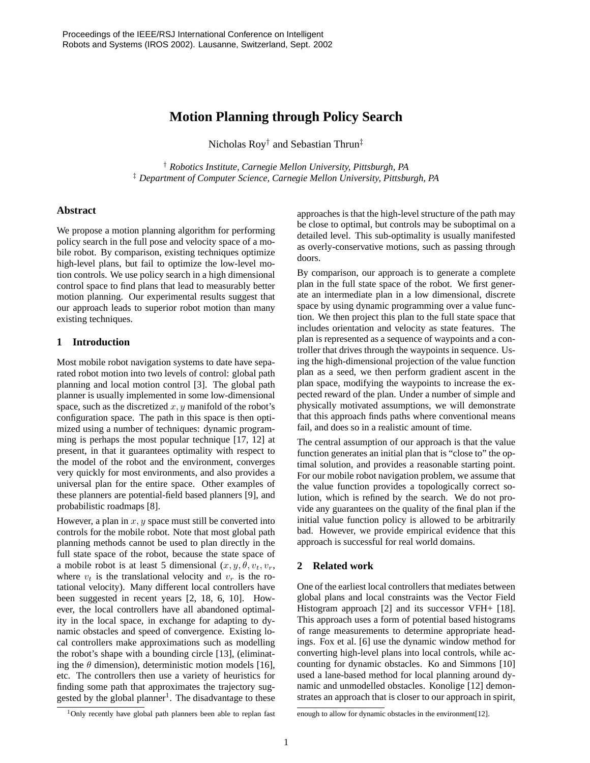# Motion Planning through Policy Search

Nicholas Roy[†] and Sebastian Thrun[‡]

[†] *Robotics Institute, Carnegie Mellon University, Pittsburgh, PA*
[‡] *Department of Computer Science, Carnegie Mellon University, Pittsburgh, PA*

## Abstract

We propose a motion planning algorithm for performing policy search in the full pose and velocity space of a mobile robot. By comparison, existing techniques optimize high-level plans, but fail to optimize the low-level motion controls. We use policy search in a high dimensional control space to find plans that lead to measurably better motion planning. Our experimental results suggest that our approach leads to superior robot motion than many existing techniques.

## 1 Introduction

Most mobile robot navigation systems to date have separated robot motion into two levels of control: global path planning and local motion control [3]. The global path planner is usually implemented in some low-dimensional space, such as the discretized $x, y$ manifold of the robot's configuration space. The path in this space is then optimized using a number of techniques: dynamic programming is perhaps the most popular technique [17, 12] at present, in that it guarantees optimality with respect to the model of the robot and the environment, converges very quickly for most environments, and also provides a universal plan for the entire space. Other examples of these planners are potential-field based planners [9], and probabilistic roadmaps [8].

However, a plan in $x, y$ space must still be converted into controls for the mobile robot. Note that most global path planning methods cannot be used to plan directly in the full state space of the robot, because the state space of a mobile robot is at least 5 dimensional ($x, y, \theta, v_t, v_r$, where $v_t$ is the translational velocity and $v_r$ is the rotational velocity). Many different local controllers have been suggested in recent years [2, 18, 6, 10]. However, the local controllers have all abandoned optimality in the local space, in exchange for adapting to dynamic obstacles and speed of convergence. Existing local controllers make approximations such as modelling the robot's shape with a bounding circle [13], (eliminating the $\theta$ dimension), deterministic motion models [16], etc. The controllers then use a variety of heuristics for finding some path that approximates the trajectory suggested by the global planner[1]. The disadvantage to these approaches is that the high-level structure of the path may be close to optimal, but controls may be suboptimal on a detailed level. This sub-optimality is usually manifested as overly-conservative motions, such as passing through doors.

[1] Only recently have global path planners been able to replan fast enough to allow for dynamic obstacles in the environment[12].

By comparison, our approach is to generate a complete plan in the full state space of the robot. We first generate an intermediate plan in a low dimensional, discrete space by using dynamic programming over a value function. We then project this plan to the full state space that includes orientation and velocity as state features. The plan is represented as a sequence of waypoints and a controller that drives through the waypoints in sequence. Using the high-dimensional projection of the value function plan as a seed, we then perform gradient ascent in the plan space, modifying the waypoints to increase the expected reward of the plan. Under a number of simple and physically motivated assumptions, we will demonstrate that this approach finds paths where conventional means fail, and does so in a realistic amount of time.

The central assumption of our approach is that the value function generates an initial plan that is "close to" the optimal solution, and provides a reasonable starting point. For our mobile robot navigation problem, we assume that the value function provides a topologically correct solution, which is refined by the search. We do not provide any guarantees on the quality of the final plan if the initial value function policy is allowed to be arbitrarily bad. However, we provide empirical evidence that this approach is successful for real world domains.

## 2 Related work

One of the earliest local controllers that mediates between global plans and local constraints was the Vector Field Histogram approach [2] and its successor VFH+ [18]. This approach uses a form of potential based histograms of range measurements to determine appropriate headings. Fox et al. [6] use the dynamic window method for converting high-level plans into local controls, while accounting for dynamic obstacles. Ko and Simmons [10] used a lane-based method for local planning around dynamic and unmodelled obstacles. Konolige [12] demonstrates an approach that is closer to our approach in spirit,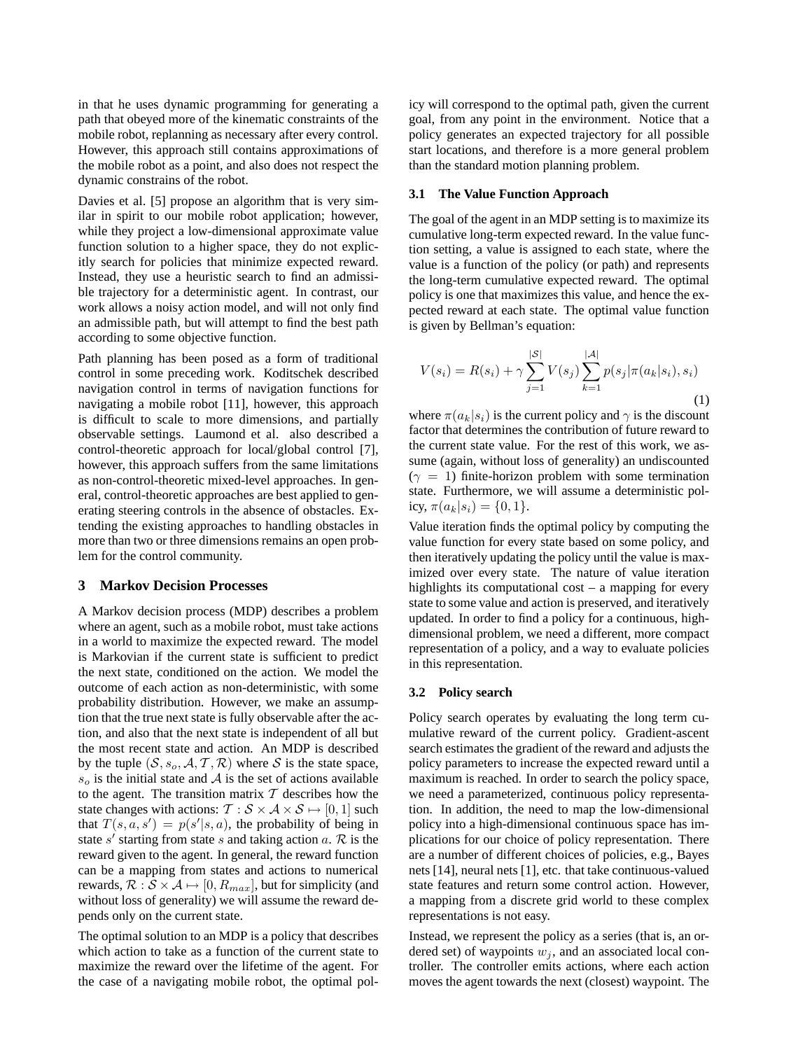in that he uses dynamic programming for generating a path that obeyed more of the kinematic constraints of the mobile robot, replanning as necessary after every control. However, this approach still contains approximations of the mobile robot as a point, and also does not respect the dynamic constrains of the robot.

Davies et al. [5] propose an algorithm that is very similar in spirit to our mobile robot application; however, while they project a low-dimensional approximate value function solution to a higher space, they do not explicitly search for policies that minimize expected reward. Instead, they use a heuristic search to find an admissible trajectory for a deterministic agent. In contrast, our work allows a noisy action model, and will not only find an admissible path, but will attempt to find the best path according to some objective function.

Path planning has been posed as a form of traditional control in some preceding work. Koditschek described navigation control in terms of navigation functions for navigating a mobile robot [11], however, this approach is difficult to scale to more dimensions, and partially observable settings. Laumond et al. also described a control-theoretic approach for local/global control [7], however, this approach suffers from the same limitations as non-control-theoretic mixed-level approaches. In general, control-theoretic approaches are best applied to generating steering controls in the absence of obstacles. Extending the existing approaches to handling obstacles in more than two or three dimensions remains an open problem for the control community.

## 3 Markov Decision Processes

A Markov decision process (MDP) describes a problem where an agent, such as a mobile robot, must take actions in a world to maximize the expected reward. The model is Markovian if the current state is sufficient to predict the next state, conditioned on the action. We model the outcome of each action as non-deterministic, with some probability distribution. However, we make an assumption that the true next state is fully observable after the action, and also that the next state is independent of all but the most recent state and action. An MDP is described by the tuple $(\mathcal{S}, s_o, \mathcal{A}, \mathcal{T}, \mathcal{R})$ where $\mathcal{S}$ is the state space, $s_o$ is the initial state and $\mathcal{A}$ is the set of actions available to the agent. The transition matrix $\mathcal{T}$ describes how the state changes with actions: $\mathcal{T} : \mathcal{S} \times \mathcal{A} \times \mathcal{S} \mapsto [0, 1]$ such that $T(s, a, s') = p(s'|s, a)$, the probability of being in state $s'$ starting from state $s$ and taking action $a$. $\mathcal{R}$ is the reward given to the agent. In general, the reward function can be a mapping from states and actions to numerical rewards, $\mathcal{R} : \mathcal{S} \times \mathcal{A} \mapsto [0, R_{max}]$, but for simplicity (and without loss of generality) we will assume the reward depends only on the current state.

The optimal solution to an MDP is a policy that describes which action to take as a function of the current state to maximize the reward over the lifetime of the agent. For the case of a navigating mobile robot, the optimal policy will correspond to the optimal path, given the current goal, from any point in the environment. Notice that a policy generates an expected trajectory for all possible start locations, and therefore is a more general problem than the standard motion planning problem.

### 3.1 The Value Function Approach

The goal of the agent in an MDP setting is to maximize its cumulative long-term expected reward. In the value function setting, a value is assigned to each state, where the value is a function of the policy (or path) and represents the long-term cumulative expected reward. The optimal policy is one that maximizes this value, and hence the expected reward at each state. The optimal value function is given by Bellman's equation:

$$V(s_i) = R(s_i) + \gamma \sum_{j=1}^{|\mathcal{S}|} V(s_j) \sum_{k=1}^{|\mathcal{A}|} p(s_j|\pi(a_k|s_i), s_i) \tag{1}$$

where $\pi(a_k|s_i)$ is the current policy and $\gamma$ is the discount factor that determines the contribution of future reward to the current state value. For the rest of this work, we assume (again, without loss of generality) an undiscounted ($\gamma = 1$) finite-horizon problem with some termination state. Furthermore, we will assume a deterministic policy, $\pi(a_k|s_i) = \{0, 1\}$.

Value iteration finds the optimal policy by computing the value function for every state based on some policy, and then iteratively updating the policy until the value is maximized over every state. The nature of value iteration highlights its computational cost – a mapping for every state to some value and action is preserved, and iteratively updated. In order to find a policy for a continuous, high-dimensional problem, we need a different, more compact representation of a policy, and a way to evaluate policies in this representation.

### 3.2 Policy search

Policy search operates by evaluating the long term cumulative reward of the current policy. Gradient-ascent search estimates the gradient of the reward and adjusts the policy parameters to increase the expected reward until a maximum is reached. In order to search the policy space, we need a parameterized, continuous policy representation. In addition, the need to map the low-dimensional policy into a high-dimensional continuous space has implications for our choice of policy representation. There are a number of different choices of policies, e.g., Bayes nets [14], neural nets [1], etc. that take continuous-valued state features and return some control action. However, a mapping from a discrete grid world to these complex representations is not easy.

Instead, we represent the policy as a series (that is, an ordered set) of waypoints $w_j$, and an associated local controller. The controller emits actions, where each action moves the agent towards the next (closest) waypoint. The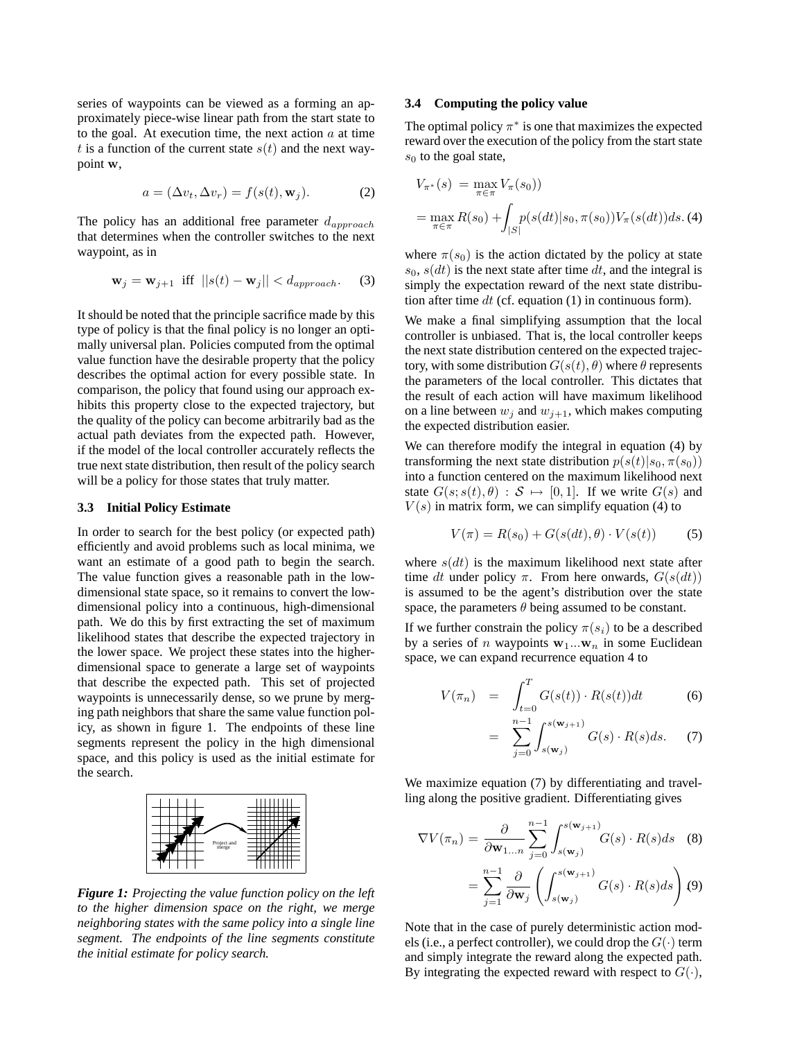series of waypoints can be viewed as a forming an approximately piece-wise linear path from the start state to to the goal. At execution time, the next action $a$ at time $t$ is a function of the current state $s(t)$ and the next waypoint $\mathbf{w}$,

$$a = (\Delta v_t, \Delta v_r) = f(s(t), \mathbf{w}_j). \quad (2)$$

The policy has an additional free parameter $d_{approach}$ that determines when the controller switches to the next waypoint, as in

$$\mathbf{w}_j = \mathbf{w}_{j+1} \text{ iff } ||s(t) - \mathbf{w}_j|| < d_{approach}. \quad (3)$$

It should be noted that the principle sacrifice made by this type of policy is that the final policy is no longer an optimally universal plan. Policies computed from the optimal value function have the desirable property that the policy describes the optimal action for every possible state. In comparison, the policy that found using our approach exhibits this property close to the expected trajectory, but the quality of the policy can become arbitrarily bad as the actual path deviates from the expected path. However, if the model of the local controller accurately reflects the true next state distribution, then result of the policy search will be a policy for those states that truly matter.

### 3.3 Initial Policy Estimate

In order to search for the best policy (or expected path) efficiently and avoid problems such as local minima, we want an estimate of a good path to begin the search. The value function gives a reasonable path in the low-dimensional state space, so it remains to convert the low-dimensional policy into a continuous, high-dimensional path. We do this by first extracting the set of maximum likelihood states that describe the expected trajectory in the lower space. We project these states into the higher-dimensional space to generate a large set of waypoints that describe the expected path. This set of projected waypoints is unnecessarily dense, so we prune by merging path neighbors that share the same value function policy, as shown in figure 1. The endpoints of these line segments represent the policy in the high dimensional space, and this policy is used as the initial estimate for the search.

***Figure 1:*** *Projecting the value function policy on the left to the higher dimension space on the right, we merge neighboring states with the same policy into a single line segment. The endpoints of the line segments constitute the initial estimate for policy search.*

### 3.4 Computing the policy value

The optimal policy $\pi^*$ is one that maximizes the expected reward over the execution of the policy from the start state $s_0$ to the goal state,

$$\begin{aligned} V_{\pi^*}(s) &= \max_{\pi \in \pi} V_\pi(s_0)) \\ &= \max_{\pi \in \pi} R(s_0) + \int_{|S|} p(s(dt)|s_0, \pi(s_0)) V_\pi(s(dt)) ds. \end{aligned} \quad (4)$$

where $\pi(s_0)$ is the action dictated by the policy at state $s_0$, $s(dt)$ is the next state after time $dt$, and the integral is simply the expectation reward of the next state distribution after time $dt$ (cf. equation (1) in continuous form).

We make a final simplifying assumption that the local controller is unbiased. That is, the local controller keeps the next state distribution centered on the expected trajectory, with some distribution $G(s(t), \theta)$ where $\theta$ represents the parameters of the local controller. This dictates that the result of each action will have maximum likelihood on a line between $w_j$ and $w_{j+1}$, which makes computing the expected distribution easier.

We can therefore modify the integral in equation (4) by transforming the next state distribution $p(s(t)|s_0, \pi(s_0))$ into a function centered on the maximum likelihood next state $G(s; s(t), \theta) : \mathcal{S} \mapsto [0, 1]$. If we write $G(s)$ and $V(s)$ in matrix form, we can simplify equation (4) to

$$V(\pi) = R(s_0) + G(s(dt), \theta) \cdot V(s(t)) \quad (5)$$

where $s(dt)$ is the maximum likelihood next state after time $dt$ under policy $\pi$. From here onwards, $G(s(dt))$ is assumed to be the agent's distribution over the state space, the parameters $\theta$ being assumed to be constant.

If we further constrain the policy $\pi(s_i)$ to be a described by a series of $n$ waypoints $\mathbf{w}_1 ... \mathbf{w}_n$ in some Euclidean space, we can expand recurrence equation 4 to

$$\begin{aligned} V(\pi_n) &= \int_{t=0}^{T} G(s(t)) \cdot R(s(t)) dt \quad (6) \\ &= \sum_{j=0}^{n-1} \int_{s(\mathbf{w}_j)}^{s(\mathbf{w}_{j+1})} G(s) \cdot R(s) ds. \quad (7) \end{aligned}$$

We maximize equation (7) by differentiating and travelling along the positive gradient. Differentiating gives

$$\begin{aligned} \nabla V(\pi_n) &= \frac{\partial}{\partial \mathbf{w}_{1...n}} \sum_{j=0}^{n-1} \int_{s(\mathbf{w}_j)}^{s(\mathbf{w}_{j+1})} G(s) \cdot R(s) ds \quad (8) \\ &= \sum_{j=1}^{n-1} \frac{\partial}{\partial \mathbf{w}_j} \left( \int_{s(\mathbf{w}_j)}^{s(\mathbf{w}_{j+1})} G(s) \cdot R(s) ds \right) \quad (9) \end{aligned}$$

Note that in the case of purely deterministic action models (i.e., a perfect controller), we could drop the $G(\cdot)$ term and simply integrate the reward along the expected path. By integrating the expected reward with respect to $G(\cdot)$,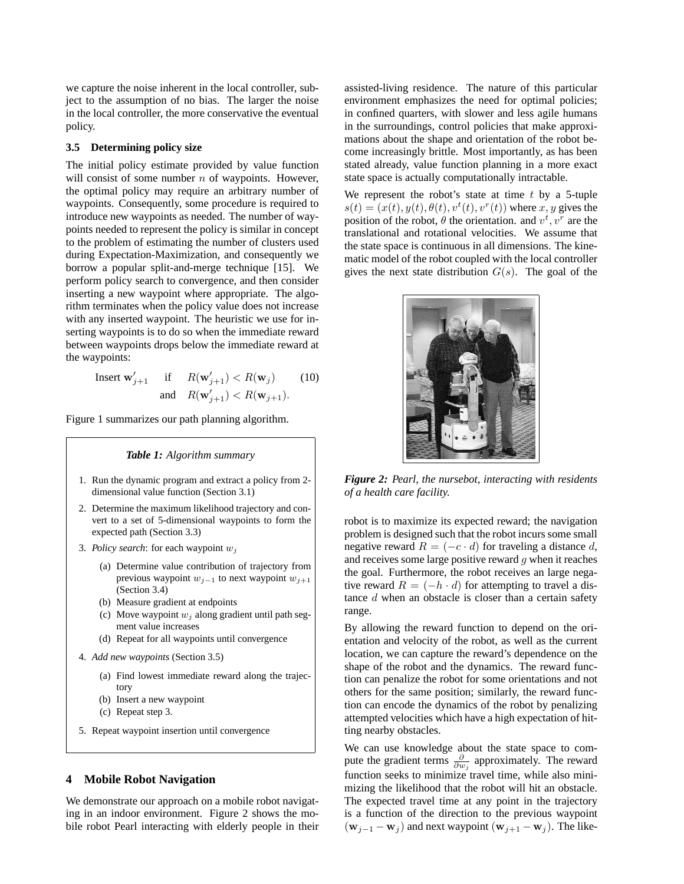we capture the noise inherent in the local controller, subject to the assumption of no bias. The larger the noise in the local controller, the more conservative the eventual policy.

### 3.5 Determining policy size

The initial policy estimate provided by value function will consist of some number $n$ of waypoints. However, the optimal policy may require an arbitrary number of waypoints. Consequently, some procedure is required to introduce new waypoints as needed. The number of waypoints needed to represent the policy is similar in concept to the problem of estimating the number of clusters used during Expectation-Maximization, and consequently we borrow a popular split-and-merge technique [15]. We perform policy search to convergence, and then consider inserting a new waypoint where appropriate. The algorithm terminates when the policy value does not increase with any inserted waypoint. The heuristic we use for inserting waypoints is to do so when the immediate reward between waypoints drops below the immediate reward at the waypoints:

$$\text{Insert } \mathbf{w}'_{j+1} \quad \text{if} \quad R(\mathbf{w}'_{j+1}) < R(\mathbf{w}_j) \quad \text{and} \quad R(\mathbf{w}'_{j+1}) < R(\mathbf{w}_{j+1}). \tag{10}$$

Figure 1 summarizes our path planning algorithm.

***Table 1:*** *Algorithm summary*

1. Run the dynamic program and extract a policy from 2-dimensional value function (Section 3.1)
2. Determine the maximum likelihood trajectory and convert to a set of 5-dimensional waypoints to form the expected path (Section 3.3)
3. *Policy search*: for each waypoint $w_j$
   (a) Determine value contribution of trajectory from previous waypoint $w_{j-1}$ to next waypoint $w_{j+1}$ (Section 3.4)
   (b) Measure gradient at endpoints
   (c) Move waypoint $w_j$ along gradient until path segment value increases
   (d) Repeat for all waypoints until convergence
4. *Add new waypoints* (Section 3.5)
   (a) Find lowest immediate reward along the trajectory
   (b) Insert a new waypoint
   (c) Repeat step 3.
5. Repeat waypoint insertion until convergence

## 4 Mobile Robot Navigation

We demonstrate our approach on a mobile robot navigating in an indoor environment. Figure 2 shows the mobile robot Pearl interacting with elderly people in their assisted-living residence. The nature of this particular environment emphasizes the need for optimal policies; in confined quarters, with slower and less agile humans in the surroundings, control policies that make approximations about the shape and orientation of the robot become increasingly brittle. Most importantly, as has been stated already, value function planning in a more exact state space is actually computationally intractable.

We represent the robot's state at time $t$ by a 5-tuple $s(t) = (x(t), y(t), \theta(t), v^t(t), v^r(t))$ where $x, y$ gives the position of the robot, $\theta$ the orientation. and $v^t, v^r$ are the translational and rotational velocities. We assume that the state space is continuous in all dimensions. The kinematic model of the robot coupled with the local controller gives the next state distribution $G(s)$. The goal of the robot is to maximize its expected reward; the navigation problem is designed such that the robot incurs some small negative reward $R = (-c \cdot d)$ for traveling a distance $d$, and receives some large positive reward $g$ when it reaches the goal. Furthermore, the robot receives an large negative reward $R = (-h \cdot d)$ for attempting to travel a distance $d$ when an obstacle is closer than a certain safety range.

***Figure 2:*** *Pearl, the nursebot, interacting with residents of a health care facility.*

By allowing the reward function to depend on the orientation and velocity of the robot, as well as the current location, we can capture the reward's dependence on the shape of the robot and the dynamics. The reward function can penalize the robot for some orientations and not others for the same position; similarly, the reward function can encode the dynamics of the robot by penalizing attempted velocities which have a high expectation of hitting nearby obstacles.

We can use knowledge about the state space to compute the gradient terms $\frac{\partial}{\partial w_j}$ approximately. The reward function seeks to minimize travel time, while also minimizing the likelihood that the robot will hit an obstacle. The expected travel time at any point in the trajectory is a function of the direction to the previous waypoint $(\mathbf{w}_{j-1} - \mathbf{w}_j)$ and next waypoint $(\mathbf{w}_{j+1} - \mathbf{w}_j)$. The like-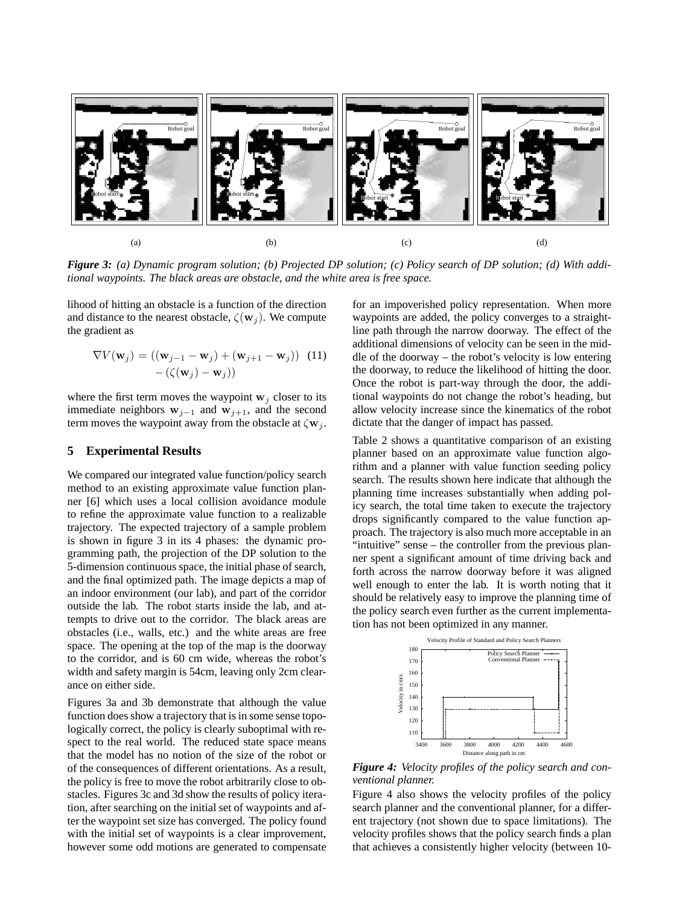(a) (b) (c) (d)

*Figure 3: (a) Dynamic program solution; (b) Projected DP solution; (c) Policy search of DP solution; (d) With additional waypoints. The black areas are obstacle, and the white area is free space.*

lihood of hitting an obstacle is a function of the direction and distance to the nearest obstacle, $\zeta(\mathbf{w}_j)$. We compute the gradient as

$$\nabla V(\mathbf{w}_j) = ((\mathbf{w}_{j-1} - \mathbf{w}_j) + (\mathbf{w}_{j+1} - \mathbf{w}_j)) - (\zeta(\mathbf{w}_j) - \mathbf{w}_j)) \quad (11)$$

where the first term moves the waypoint $\mathbf{w}_j$ closer to its immediate neighbors $\mathbf{w}_{j-1}$ and $\mathbf{w}_{j+1}$, and the second term moves the waypoint away from the obstacle at $\zeta\mathbf{w}_j$.

## 5 Experimental Results

We compared our integrated value function/policy search method to an existing approximate value function planner [6] which uses a local collision avoidance module to refine the approximate value function to a realizable trajectory. The expected trajectory of a sample problem is shown in figure 3 in its 4 phases: the dynamic programming path, the projection of the DP solution to the 5-dimension continuous space, the initial phase of search, and the final optimized path. The image depicts a map of an indoor environment (our lab), and part of the corridor outside the lab. The robot starts inside the lab, and attempts to drive out to the corridor. The black areas are obstacles (i.e., walls, etc.) and the white areas are free space. The opening at the top of the map is the doorway to the corridor, and is 60 cm wide, whereas the robot's width and safety margin is 54cm, leaving only 2cm clearance on either side.

Figures 3a and 3b demonstrate that although the value function does show a trajectory that is in some sense topologically correct, the policy is clearly suboptimal with respect to the real world. The reduced state space means that the model has no notion of the size of the robot or of the consequences of different orientations. As a result, the policy is free to move the robot arbitrarily close to obstacles. Figures 3c and 3d show the results of policy iteration, after searching on the initial set of waypoints and after the waypoint set size has converged. The policy found with the initial set of waypoints is a clear improvement, however some odd motions are generated to compensate for an impoverished policy representation. When more waypoints are added, the policy converges to a straight-line path through the narrow doorway. The effect of the additional dimensions of velocity can be seen in the middle of the doorway – the robot's velocity is low entering the doorway, to reduce the likelihood of hitting the door. Once the robot is part-way through the door, the additional waypoints do not change the robot's heading, but allow velocity increase since the kinematics of the robot dictate that the danger of impact has passed.

Table 2 shows a quantitative comparison of an existing planner based on an approximate value function algorithm and a planner with value function seeding policy search. The results shown here indicate that although the planning time increases substantially when adding policy search, the total time taken to execute the trajectory drops significantly compared to the value function approach. The trajectory is also much more acceptable in an "intuitive" sense – the controller from the previous planner spent a significant amount of time driving back and forth across the narrow doorway before it was aligned well enough to enter the lab. It is worth noting that it should be relatively easy to improve the planning time of the policy search even further as the current implementation has not been optimized in any manner.

*Figure 4: Velocity profiles of the policy search and conventional planner.*

Figure 4 also shows the velocity profiles of the policy search planner and the conventional planner, for a different trajectory (not shown due to space limitations). The velocity profiles shows that the policy search finds a plan that achieves a consistently higher velocity (between 10-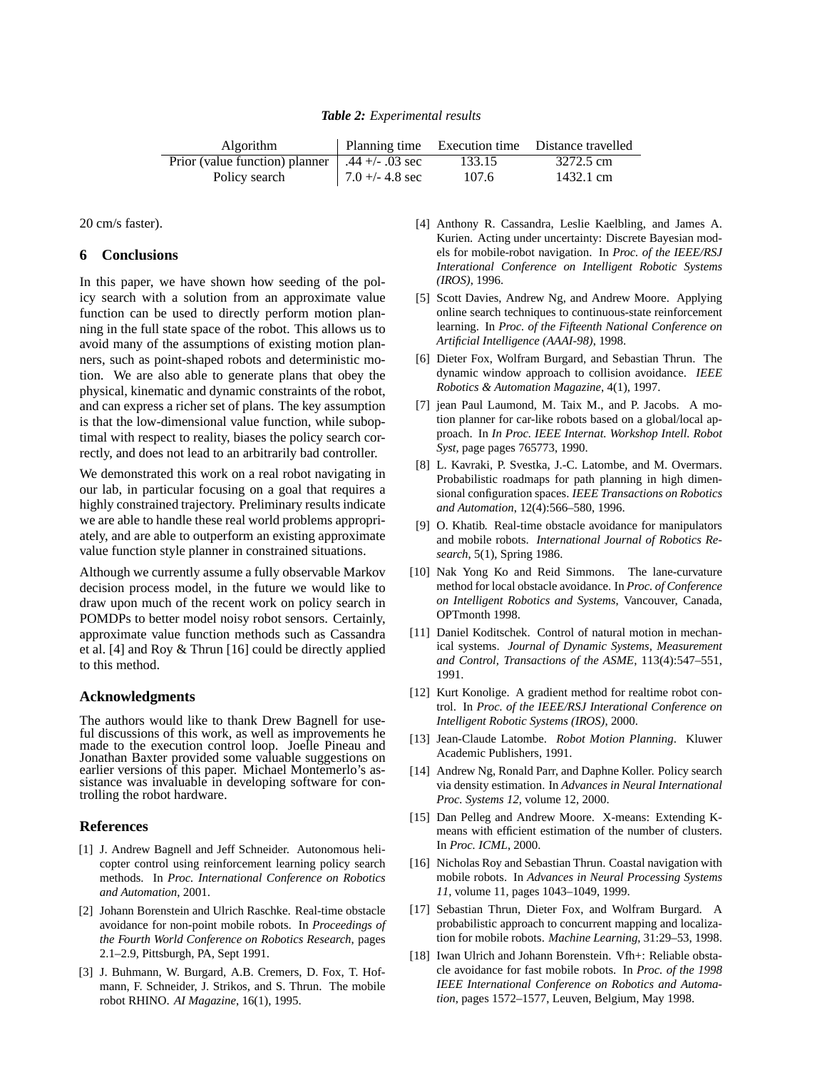*Table 2: Experimental results*

| Algorithm | Planning time | Execution time | Distance travelled |
|---|---|---|---|
| Prior (value function) planner | .44 +/- .03 sec | 133.15 | 3272.5 cm |
| Policy search | 7.0 +/- 4.8 sec | 107.6 | 1432.1 cm |

20 cm/s faster).

## 6 Conclusions

In this paper, we have shown how seeding of the policy search with a solution from an approximate value function can be used to directly perform motion planning in the full state space of the robot. This allows us to avoid many of the assumptions of existing motion planners, such as point-shaped robots and deterministic motion. We are also able to generate plans that obey the physical, kinematic and dynamic constraints of the robot, and can express a richer set of plans. The key assumption is that the low-dimensional value function, while suboptimal with respect to reality, biases the policy search correctly, and does not lead to an arbitrarily bad controller.

We demonstrated this work on a real robot navigating in our lab, in particular focusing on a goal that requires a highly constrained trajectory. Preliminary results indicate we are able to handle these real world problems appropriately, and are able to outperform an existing approximate value function style planner in constrained situations.

Although we currently assume a fully observable Markov decision process model, in the future we would like to draw upon much of the recent work on policy search in POMDPs to better model noisy robot sensors. Certainly, approximate value function methods such as Cassandra et al. [4] and Roy & Thrun [16] could be directly applied to this method.

### Acknowledgments

The authors would like to thank Drew Bagnell for useful discussions of this work, as well as improvements he made to the execution control loop. Joelle Pineau and Jonathan Baxter provided some valuable suggestions on earlier versions of this paper. Michael Montemerlo's assistance was invaluable in developing software for controlling the robot hardware.

### References

[1] J. Andrew Bagnell and Jeff Schneider. Autonomous helicopter control using reinforcement learning policy search methods. In *Proc. International Conference on Robotics and Automation*, 2001.

[2] Johann Borenstein and Ulrich Raschke. Real-time obstacle avoidance for non-point mobile robots. In *Proceedings of the Fourth World Conference on Robotics Research*, pages 2.1–2.9, Pittsburgh, PA, Sept 1991.

[3] J. Buhmann, W. Burgard, A.B. Cremers, D. Fox, T. Hofmann, F. Schneider, J. Strikos, and S. Thrun. The mobile robot RHINO. *AI Magazine*, 16(1), 1995.

[4] Anthony R. Cassandra, Leslie Kaelbling, and James A. Kurien. Acting under uncertainty: Discrete Bayesian models for mobile-robot navigation. In *Proc. of the IEEE/RSJ International Conference on Intelligent Robotic Systems (IROS)*, 1996.

[5] Scott Davies, Andrew Ng, and Andrew Moore. Applying online search techniques to continuous-state reinforcement learning. In *Proc. of the Fifteenth National Conference on Artificial Intelligence (AAAI-98)*, 1998.

[6] Dieter Fox, Wolfram Burgard, and Sebastian Thrun. The dynamic window approach to collision avoidance. *IEEE Robotics & Automation Magazine*, 4(1), 1997.

[7] jean Paul Laumond, M. Taix M., and P. Jacobs. A motion planner for car-like robots based on a global/local approach. In *In Proc. IEEE Internat. Workshop Intell. Robot Syst*, page pages 765773, 1990.

[8] L. Kavraki, P. Svestka, J.-C. Latombe, and M. Overmars. Probabilistic roadmaps for path planning in high dimensional configuration spaces. *IEEE Transactions on Robotics and Automation*, 12(4):566–580, 1996.

[9] O. Khatib. Real-time obstacle avoidance for manipulators and mobile robots. *International Journal of Robotics Research*, 5(1), Spring 1986.

[10] Nak Yong Ko and Reid Simmons. The lane-curvature method for local obstacle avoidance. In *Proc. of Conference on Intelligent Robotics and Systems*, Vancouver, Canada, OPTmonth 1998.

[11] Daniel Koditschek. Control of natural motion in mechanical systems. *Journal of Dynamic Systems, Measurement and Control, Transactions of the ASME*, 113(4):547–551, 1991.

[12] Kurt Konolige. A gradient method for realtime robot control. In *Proc. of the IEEE/RSJ Interational Conference on Intelligent Robotic Systems (IROS)*, 2000.

[13] Jean-Claude Latombe. *Robot Motion Planning*. Kluwer Academic Publishers, 1991.

[14] Andrew Ng, Ronald Parr, and Daphne Koller. Policy search via density estimation. In *Advances in Neural International Proc. Systems 12*, volume 12, 2000.

[15] Dan Pelleg and Andrew Moore. X-means: Extending K-means with efficient estimation of the number of clusters. In *Proc. ICML*, 2000.

[16] Nicholas Roy and Sebastian Thrun. Coastal navigation with mobile robots. In *Advances in Neural Processing Systems 11*, volume 11, pages 1043–1049, 1999.

[17] Sebastian Thrun, Dieter Fox, and Wolfram Burgard. A probabilistic approach to concurrent mapping and localization for mobile robots. *Machine Learning*, 31:29–53, 1998.

[18] Iwan Ulrich and Johann Borenstein. Vfh+: Reliable obstacle avoidance for fast mobile robots. In *Proc. of the 1998 IEEE International Conference on Robotics and Automation*, pages 1572–1577, Leuven, Belgium, May 1998.